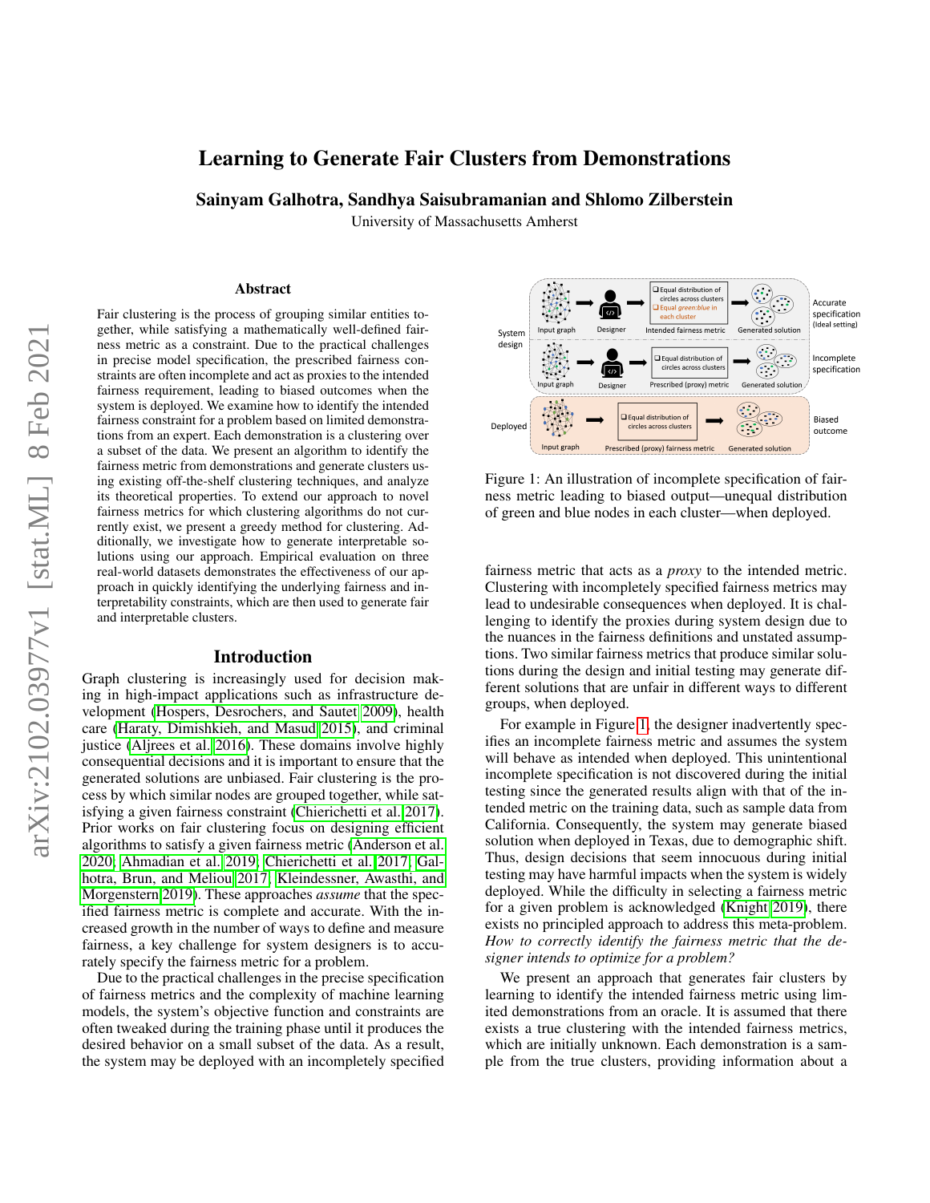# Learning to Generate Fair Clusters from Demonstrations

**Sainyam Galhotra, Sandhya Saisubramanian and Shlomo Zilberstein**

University of Massachusetts Amherst

## Abstract

Fair clustering is the process of grouping similar entities together, while satisfying a mathematically well-defined fairness metric as a constraint. Due to the practical challenges in precise model specification, the prescribed fairness constraints are often incomplete and act as proxies to the intended fairness requirement, leading to biased outcomes when the system is deployed. We examine how to identify the intended fairness constraint for a problem based on limited demonstrations from an expert. Each demonstration is a clustering over a subset of the data. We present an algorithm to identify the fairness metric from demonstrations and generate clusters using existing off-the-shelf clustering techniques, and analyze its theoretical properties. To extend our approach to novel fairness metrics for which clustering algorithms do not currently exist, we present a greedy method for clustering. Additionally, we investigate how to generate interpretable solutions using our approach. Empirical evaluation on three real-world datasets demonstrates the effectiveness of our approach in quickly identifying the underlying fairness and interpretability constraints, which are then used to generate fair and interpretable clusters.

## Introduction

Graph clustering is increasingly used for decision making in high-impact applications such as infrastructure development (Hospers, Desrochers, and Sautet 2009), health care (Haraty, Dimishkieh, and Masud 2015), and criminal justice (Aljrees et al. 2016). These domains involve highly consequential decisions and it is important to ensure that the generated solutions are unbiased. Fair clustering is the process by which similar nodes are grouped together, while satisfying a given fairness constraint (Chierichetti et al. 2017). Prior works on fair clustering focus on designing efficient algorithms to satisfy a given fairness metric (Anderson et al. 2020; Ahmadian et al. 2019; Chierichetti et al. 2017; Galhotra, Brun, and Meliou 2017; Kleindessner, Awasthi, and Morgenstern 2019). These approaches *assume* that the specified fairness metric is complete and accurate. With the increased growth in the number of ways to define and measure fairness, a key challenge for system designers is to accurately specify the fairness metric for a problem.

Due to the practical challenges in the precise specification of fairness metrics and the complexity of machine learning models, the system's objective function and constraints are often tweaked during the training phase until it produces the desired behavior on a small subset of the data. As a result, the system may be deployed with an incompletely specified fairness metric that acts as a *proxy* to the intended metric. Clustering with incompletely specified fairness metrics may lead to undesirable consequences when deployed. It is challenging to identify the proxies during system design due to the nuances in the fairness definitions and unstated assumptions. Two similar fairness metrics that produce similar solutions during the design and initial testing may generate different solutions that are unfair in different ways to different groups, when deployed.

Figure 1: An illustration of incomplete specification of fairness metric leading to biased output—unequal distribution of green and blue nodes in each cluster—when deployed.

For example in Figure 1, the designer inadvertently specifies an incomplete fairness metric and assumes the system will behave as intended when deployed. This unintentional incomplete specification is not discovered during the initial testing since the generated results align with that of the intended metric on the training data, such as sample data from California. Consequently, the system may generate biased solution when deployed in Texas, due to demographic shift. Thus, design decisions that seem innocuous during initial testing may have harmful impacts when the system is widely deployed. While the difficulty in selecting a fairness metric for a given problem is acknowledged (Knight 2019), there exists no principled approach to address this meta-problem. *How to correctly identify the fairness metric that the designer intends to optimize for a problem?*

We present an approach that generates fair clusters by learning to identify the intended fairness metric using limited demonstrations from an oracle. It is assumed that there exists a true clustering with the intended fairness metrics, which are initially unknown. Each demonstration is a sample from the true clusters, providing information about a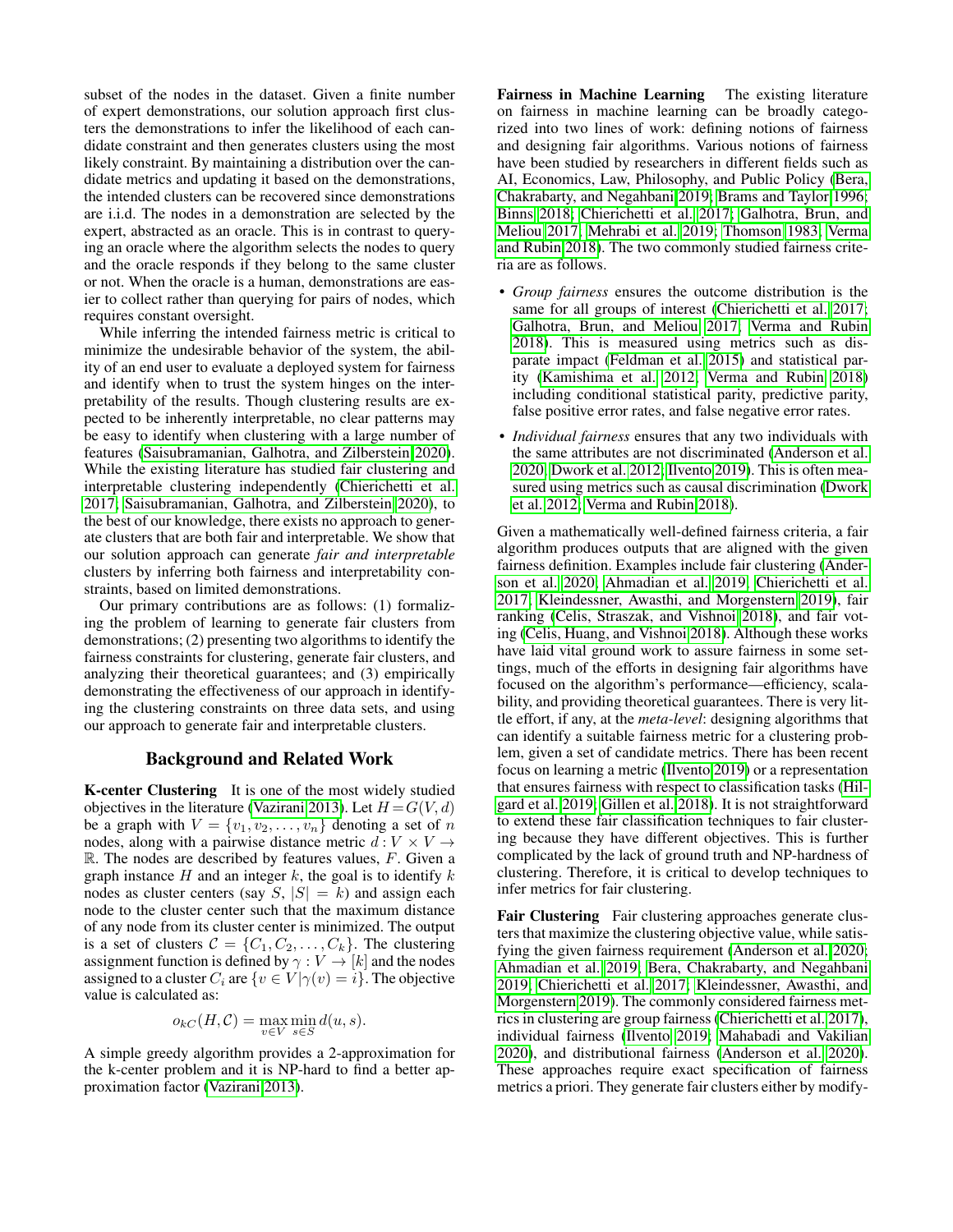subset of the nodes in the dataset. Given a finite number of expert demonstrations, our solution approach first clusters the demonstrations to infer the likelihood of each candidate constraint and then generates clusters using the most likely constraint. By maintaining a distribution over the candidate metrics and updating it based on the demonstrations, the intended clusters can be recovered since demonstrations are i.i.d. The nodes in a demonstration are selected by the expert, abstracted as an oracle. This is in contrast to querying an oracle where the algorithm selects the nodes to query and the oracle responds if they belong to the same cluster or not. When the oracle is a human, demonstrations are easier to collect rather than querying for pairs of nodes, which requires constant oversight.

While inferring the intended fairness metric is critical to minimize the undesirable behavior of the system, the ability of an end user to evaluate a deployed system for fairness and identify when to trust the system hinges on the interpretability of the results. Though clustering results are expected to be inherently interpretable, no clear patterns may be easy to identify when clustering with a large number of features (Saisubramanian, Galhotra, and Zilberstein 2020). While the existing literature has studied fair clustering and interpretable clustering independently (Chierichetti et al. 2017; Saisubramanian, Galhotra, and Zilberstein 2020), to the best of our knowledge, there exists no approach to generate clusters that are both fair and interpretable. We show that our solution approach can generate *fair and interpretable* clusters by inferring both fairness and interpretability constraints, based on limited demonstrations.

Our primary contributions are as follows: (1) formalizing the problem of learning to generate fair clusters from demonstrations; (2) presenting two algorithms to identify the fairness constraints for clustering, generate fair clusters, and analyzing their theoretical guarantees; and (3) empirically demonstrating the effectiveness of our approach in identifying the clustering constraints on three data sets, and using our approach to generate fair and interpretable clusters.

## Background and Related Work

**K-center Clustering** It is one of the most widely studied objectives in the literature (Vazirani 2013). Let $H = G(V, d)$ be a graph with $V = \{v_1, v_2, \ldots, v_n\}$ denoting a set of $n$ nodes, along with a pairwise distance metric $d : V \times V \rightarrow \mathbb{R}$. The nodes are described by features values, $F$. Given a graph instance $H$ and an integer $k$, the goal is to identify $k$ nodes as cluster centers (say $S$, $|S| = k$) and assign each node to the cluster center such that the maximum distance of any node from its cluster center is minimized. The output is a set of clusters $\mathcal{C} = \{C_1, C_2, \ldots, C_k\}$. The clustering assignment function is defined by $\gamma : V \rightarrow [k]$ and the nodes assigned to a cluster $C_i$ are $\{v \in V | \gamma(v) = i\}$. The objective value is calculated as:

$$o_{kC}(H, \mathcal{C}) = \max_{v \in V} \min_{s \in S} d(u, s).$$

A simple greedy algorithm provides a 2-approximation for the k-center problem and it is NP-hard to find a better approximation factor (Vazirani 2013).

**Fairness in Machine Learning** The existing literature on fairness in machine learning can be broadly categorized into two lines of work: defining notions of fairness and designing fair algorithms. Various notions of fairness have been studied by researchers in different fields such as AI, Economics, Law, Philosophy, and Public Policy (Bera, Chakrabarty, and Negahbani 2019; Brams and Taylor 1996; Binns 2018; Chierichetti et al. 2017; Galhotra, Brun, and Meliou 2017; Mehrabi et al. 2019; Thomson 1983; Verma and Rubin 2018). The two commonly studied fairness criteria are as follows.

- *Group fairness* ensures the outcome distribution is the same for all groups of interest (Chierichetti et al. 2017; Galhotra, Brun, and Meliou 2017; Verma and Rubin 2018). This is measured using metrics such as disparate impact (Feldman et al. 2015) and statistical parity (Kamishima et al. 2012; Verma and Rubin 2018) including conditional statistical parity, predictive parity, false positive error rates, and false negative error rates.
- *Individual fairness* ensures that any two individuals with the same attributes are not discriminated (Anderson et al. 2020; Dwork et al. 2012; Ilvento 2019). This is often measured using metrics such as causal discrimination (Dwork et al. 2012; Verma and Rubin 2018).

Given a mathematically well-defined fairness criteria, a fair algorithm produces outputs that are aligned with the given fairness definition. Examples include fair clustering (Anderson et al. 2020; Ahmadian et al. 2019; Chierichetti et al. 2017; Kleindessner, Awasthi, and Morgenstern 2019), fair ranking (Celis, Straszak, and Vishnoi 2018), and fair voting (Celis, Huang, and Vishnoi 2018). Although these works have laid vital ground work to assure fairness in some settings, much of the efforts in designing fair algorithms have focused on the algorithm's performance—efficiency, scalability, and providing theoretical guarantees. There is very little effort, if any, at the *meta-level*: designing algorithms that can identify a suitable fairness metric for a clustering problem, given a set of candidate metrics. There has been recent focus on learning a metric (Ilvento 2019) or a representation that ensures fairness with respect to classification tasks (Hilgard et al. 2019; Gillen et al. 2018). It is not straightforward to extend these fair classification techniques to fair clustering because they have different objectives. This is further complicated by the lack of ground truth and NP-hardness of clustering. Therefore, it is critical to develop techniques to infer metrics for fair clustering.

**Fair Clustering** Fair clustering approaches generate clusters that maximize the clustering objective value, while satisfying the given fairness requirement (Anderson et al. 2020; Ahmadian et al. 2019; Bera, Chakrabarty, and Negahbani 2019; Chierichetti et al. 2017; Kleindessner, Awasthi, and Morgenstern 2019). The commonly considered fairness metrics in clustering are group fairness (Chierichetti et al. 2017), individual fairness (Ilvento 2019; Mahabadi and Vakilian 2020), and distributional fairness (Anderson et al. 2020). These approaches require exact specification of fairness metrics a priori. They generate fair clusters either by modify-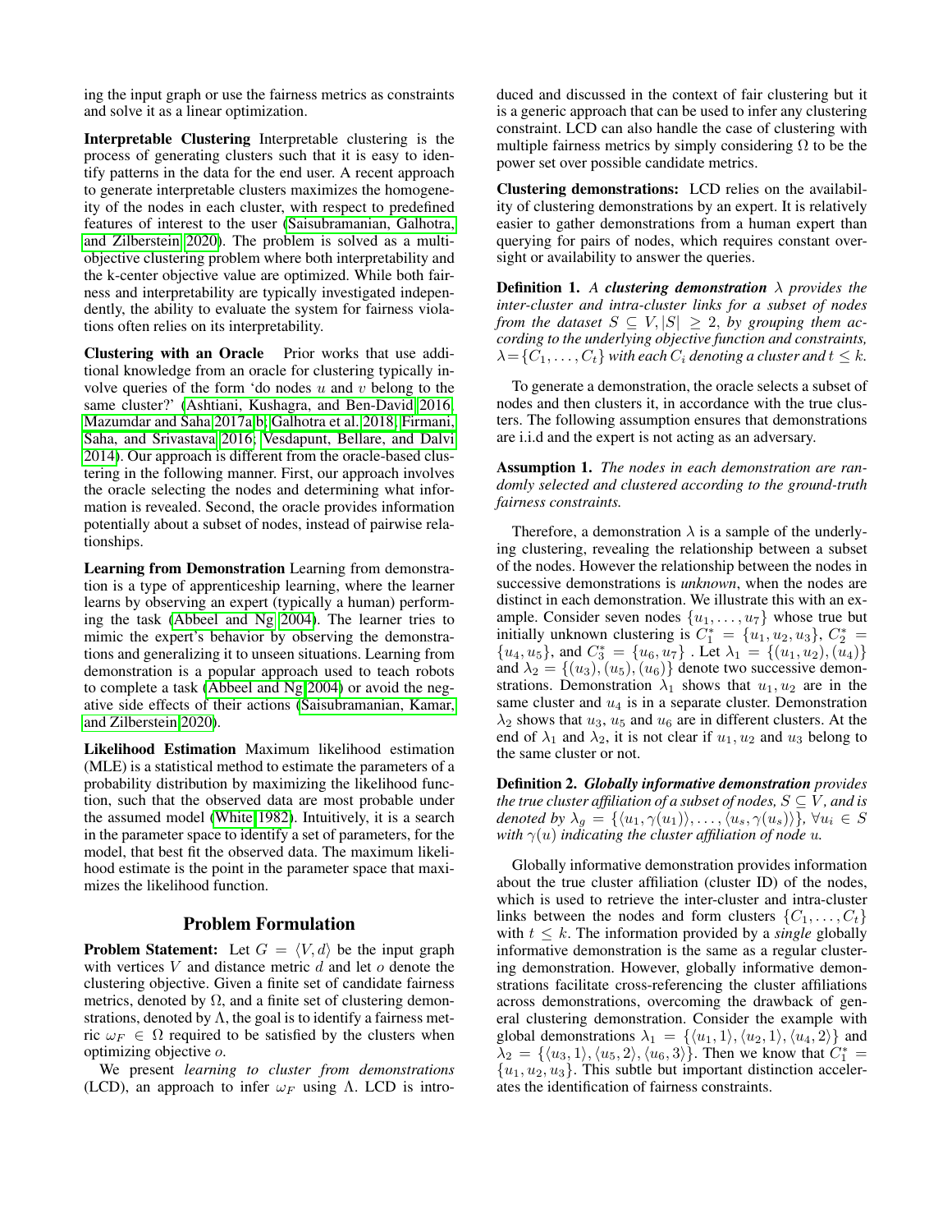ing the input graph or use the fairness metrics as constraints and solve it as a linear optimization.

**Interpretable Clustering** Interpretable clustering is the process of generating clusters such that it is easy to identify patterns in the data for the end user. A recent approach to generate interpretable clusters maximizes the homogeneity of the nodes in each cluster, with respect to predefined features of interest to the user (Saisubramanian, Galhotra, and Zilberstein 2020). The problem is solved as a multi-objective clustering problem where both interpretability and the k-center objective value are optimized. While both fairness and interpretability are typically investigated independently, the ability to evaluate the system for fairness violations often relies on its interpretability.

**Clustering with an Oracle** Prior works that use additional knowledge from an oracle for clustering typically involve queries of the form 'do nodes $u$ and $v$ belong to the same cluster?' (Ashtiani, Kushagra, and Ben-David 2016; Mazumdar and Saha 2017a;b; Galhotra et al. 2018; Firmani, Saha, and Srivastava 2016; Vesdapunt, Bellare, and Dalvi 2014). Our approach is different from the oracle-based clustering in the following manner. First, our approach involves the oracle selecting the nodes and determining what information is revealed. Second, the oracle provides information potentially about a subset of nodes, instead of pairwise relationships.

**Learning from Demonstration** Learning from demonstration is a type of apprenticeship learning, where the learner learns by observing an expert (typically a human) performing the task (Abbeel and Ng 2004). The learner tries to mimic the expert's behavior by observing the demonstrations and generalizing it to unseen situations. Learning from demonstration is a popular approach used to teach robots to complete a task (Abbeel and Ng 2004) or avoid the negative side effects of their actions (Saisubramanian, Kamar, and Zilberstein 2020).

**Likelihood Estimation** Maximum likelihood estimation (MLE) is a statistical method to estimate the parameters of a probability distribution by maximizing the likelihood function, such that the observed data are most probable under the assumed model (White 1982). Intuitively, it is a search in the parameter space to identify a set of parameters, for the model, that best fit the observed data. The maximum likelihood estimate is the point in the parameter space that maximizes the likelihood function.

## Problem Formulation

**Problem Statement:** Let $G = \langle V, d \rangle$ be the input graph with vertices $V$ and distance metric $d$ and let $o$ denote the clustering objective. Given a finite set of candidate fairness metrics, denoted by $\Omega$, and a finite set of clustering demonstrations, denoted by $\Lambda$, the goal is to identify a fairness metric $\omega_F \in \Omega$ required to be satisfied by the clusters when optimizing objective $o$.

We present *learning to cluster from demonstrations* (LCD), an approach to infer $\omega_F$ using $\Lambda$. LCD is introduced and discussed in the context of fair clustering but it is a generic approach that can be used to infer any clustering constraint. LCD can also handle the case of clustering with multiple fairness metrics by simply considering $\Omega$ to be the power set over possible candidate metrics.

**Clustering demonstrations:** LCD relies on the availability of clustering demonstrations by an expert. It is relatively easier to gather demonstrations from a human expert than querying for pairs of nodes, which requires constant oversight or availability to answer the queries.

**Definition 1.** *A* ***clustering demonstration*** $\lambda$ *provides the inter-cluster and intra-cluster links for a subset of nodes from the dataset* $S \subseteq V, |S| \geq 2$, *by grouping them according to the underlying objective function and constraints,* $\lambda = \{C_1, \dots, C_t\}$ *with each* $C_i$ *denoting a cluster and* $t \leq k$.

To generate a demonstration, the oracle selects a subset of nodes and then clusters it, in accordance with the true clusters. The following assumption ensures that demonstrations are i.i.d and the expert is not acting as an adversary.

**Assumption 1.** *The nodes in each demonstration are randomly selected and clustered according to the ground-truth fairness constraints.*

Therefore, a demonstration $\lambda$ is a sample of the underlying clustering, revealing the relationship between a subset of the nodes. However the relationship between the nodes in successive demonstrations is *unknown*, when the nodes are distinct in each demonstration. We illustrate this with an example. Consider seven nodes $\{u_1, \dots, u_7\}$ whose true but initially unknown clustering is $C_1^* = \{u_1, u_2, u_3\}$, $C_2^* = \{u_4, u_5\}$, and $C_3^* = \{u_6, u_7\}$ . Let $\lambda_1 = \{(u_1, u_2), (u_4)\}$ and $\lambda_2 = \{(u_3), (u_5), (u_6)\}$ denote two successive demonstrations. Demonstration $\lambda_1$ shows that $u_1, u_2$ are in the same cluster and $u_4$ is in a separate cluster. Demonstration $\lambda_2$ shows that $u_3$, $u_5$ and $u_6$ are in different clusters. At the end of $\lambda_1$ and $\lambda_2$, it is not clear if $u_1, u_2$ and $u_3$ belong to the same cluster or not.

**Definition 2.** ***Globally informative demonstration*** *provides the true cluster affiliation of a subset of nodes,* $S \subseteq V$, *and is denoted by* $\lambda_g = \{\langle u_1, \gamma(u_1) \rangle, \dots, \langle u_s, \gamma(u_s) \rangle\}$, $\forall u_i \in S$ *with* $\gamma(u)$ *indicating the cluster affiliation of node* $u$.

Globally informative demonstration provides information about the true cluster affiliation (cluster ID) of the nodes, which is used to retrieve the inter-cluster and intra-cluster links between the nodes and form clusters $\{C_1, \dots, C_t\}$ with $t \leq k$. The information provided by a *single* globally informative demonstration is the same as a regular clustering demonstration. However, globally informative demonstrations facilitate cross-referencing the cluster affiliations across demonstrations, overcoming the drawback of general clustering demonstration. Consider the example with global demonstrations $\lambda_1 = \{\langle u_1, 1 \rangle, \langle u_2, 1 \rangle, \langle u_4, 2 \rangle\}$ and $\lambda_2 = \{\langle u_3, 1 \rangle, \langle u_5, 2 \rangle, \langle u_6, 3 \rangle\}$. Then we know that $C_1^* = \{u_1, u_2, u_3\}$. This subtle but important distinction accelerates the identification of fairness constraints.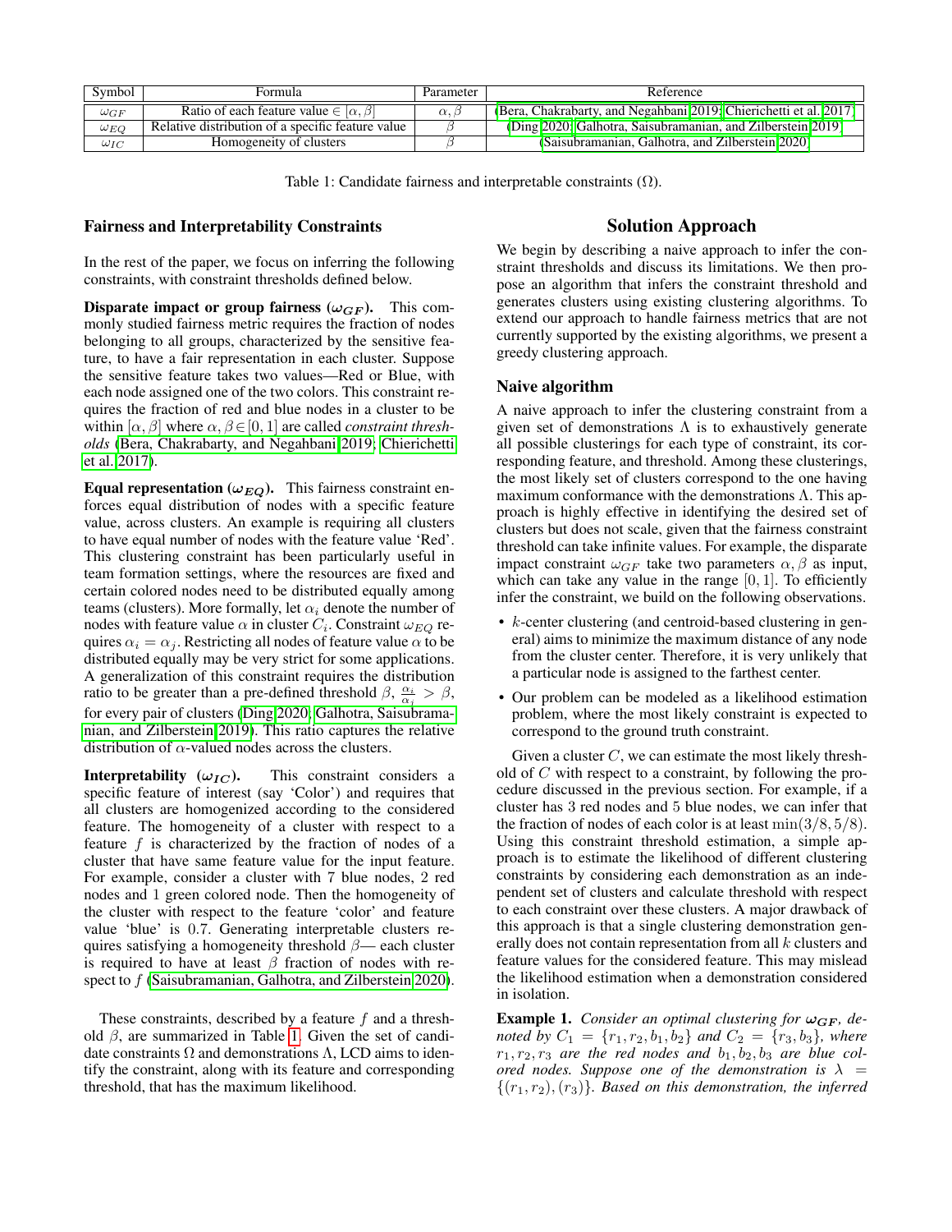| Symbol | Formula | Parameter | Reference |
|---|---|---|---|
| $\omega_{GF}$ | Ratio of each feature value $\in [\alpha, \beta]$ | $\alpha, \beta$ | (Bera, Chakrabarty, and Negahbani 2019; Chierichetti et al. 2017) |
| $\omega_{EQ}$ | Relative distribution of a specific feature value | $\beta$ | (Ding 2020; Galhotra, Saisubramanian, and Zilberstein 2019) |
| $\omega_{IC}$ | Homogeneity of clusters | $\beta$ | (Saisubramanian, Galhotra, and Zilberstein 2020) |

Table 1: Candidate fairness and interpretable constraints ($\Omega$).

### Fairness and Interpretability Constraints

In the rest of the paper, we focus on inferring the following constraints, with constraint thresholds defined below.

**Disparate impact or group fairness ($\omega_{GF}$).** This commonly studied fairness metric requires the fraction of nodes belonging to all groups, characterized by the sensitive feature, to have a fair representation in each cluster. Suppose the sensitive feature takes two values—Red or Blue, with each node assigned one of the two colors. This constraint requires the fraction of red and blue nodes in a cluster to be within $[\alpha, \beta]$ where $\alpha, \beta \in [0, 1]$ are called *constraint thresholds* (Bera, Chakrabarty, and Negahbani 2019; Chierichetti et al. 2017).

**Equal representation ($\omega_{EQ}$).** This fairness constraint enforces equal distribution of nodes with a specific feature value, across clusters. An example is requiring all clusters to have equal number of nodes with the feature value 'Red'. This clustering constraint has been particularly useful in team formation settings, where the resources are fixed and certain colored nodes need to be distributed equally among teams (clusters). More formally, let $\alpha_i$ denote the number of nodes with feature value $\alpha$ in cluster $C_i$. Constraint $\omega_{EQ}$ requires $\alpha_i = \alpha_j$. Restricting all nodes of feature value $\alpha$ to be distributed equally may be very strict for some applications. A generalization of this constraint requires the distribution ratio to be greater than a pre-defined threshold $\beta$, $\frac{\alpha_i}{\alpha_j} > \beta$, for every pair of clusters (Ding 2020; Galhotra, Saisubramanian, and Zilberstein 2019). This ratio captures the relative distribution of $\alpha$-valued nodes across the clusters.

**Interpretability ($\omega_{IC}$).** This constraint considers a specific feature of interest (say 'Color') and requires that all clusters are homogenized according to the considered feature. The homogeneity of a cluster with respect to a feature $f$ is characterized by the fraction of nodes of a cluster that have same feature value for the input feature. For example, consider a cluster with 7 blue nodes, 2 red nodes and 1 green colored node. Then the homogeneity of the cluster with respect to the feature 'color' and feature value 'blue' is 0.7. Generating interpretable clusters requires satisfying a homogeneity threshold $\beta$— each cluster is required to have at least $\beta$ fraction of nodes with respect to $f$ (Saisubramanian, Galhotra, and Zilberstein 2020).

These constraints, described by a feature $f$ and a threshold $\beta$, are summarized in Table 1. Given the set of candidate constraints $\Omega$ and demonstrations $\Lambda$, LCD aims to identify the constraint, along with its feature and corresponding threshold, that has the maximum likelihood.

## Solution Approach

We begin by describing a naive approach to infer the constraint thresholds and discuss its limitations. We then propose an algorithm that infers the constraint threshold and generates clusters using existing clustering algorithms. To extend our approach to handle fairness metrics that are not currently supported by the existing algorithms, we present a greedy clustering approach.

### Naive algorithm

A naive approach to infer the clustering constraint from a given set of demonstrations $\Lambda$ is to exhaustively generate all possible clusterings for each type of constraint, its corresponding feature, and threshold. Among these clusterings, the most likely set of clusters correspond to the one having maximum conformance with the demonstrations $\Lambda$. This approach is highly effective in identifying the desired set of clusters but does not scale, given that the fairness constraint threshold can take infinite values. For example, the disparate impact constraint $\omega_{GF}$ take two parameters $\alpha, \beta$ as input, which can take any value in the range $[0, 1]$. To efficiently infer the constraint, we build on the following observations.

- $k$-center clustering (and centroid-based clustering in general) aims to minimize the maximum distance of any node from the cluster center. Therefore, it is very unlikely that a particular node is assigned to the farthest center.
- Our problem can be modeled as a likelihood estimation problem, where the most likely constraint is expected to correspond to the ground truth constraint.

Given a cluster $C$, we can estimate the most likely threshold of $C$ with respect to a constraint, by following the procedure discussed in the previous section. For example, if a cluster has 3 red nodes and 5 blue nodes, we can infer that the fraction of nodes of each color is at least $\min(3/8, 5/8)$. Using this constraint threshold estimation, a simple approach is to estimate the likelihood of different clustering constraints by considering each demonstration as an independent set of clusters and calculate threshold with respect to each constraint over these clusters. A major drawback of this approach is that a single clustering demonstration generally does not contain representation from all $k$ clusters and feature values for the considered feature. This may mislead the likelihood estimation when a demonstration considered in isolation.

**Example 1.** *Consider an optimal clustering for $\omega_{GF}$, denoted by $C_1 = \{r_1, r_2, b_1, b_2\}$ and $C_2 = \{r_3, b_3\}$, where $r_1, r_2, r_3$ are the red nodes and $b_1, b_2, b_3$ are blue colored nodes. Suppose one of the demonstration is $\lambda = \{(r_1, r_2), (r_3)\}$. Based on this demonstration, the inferred*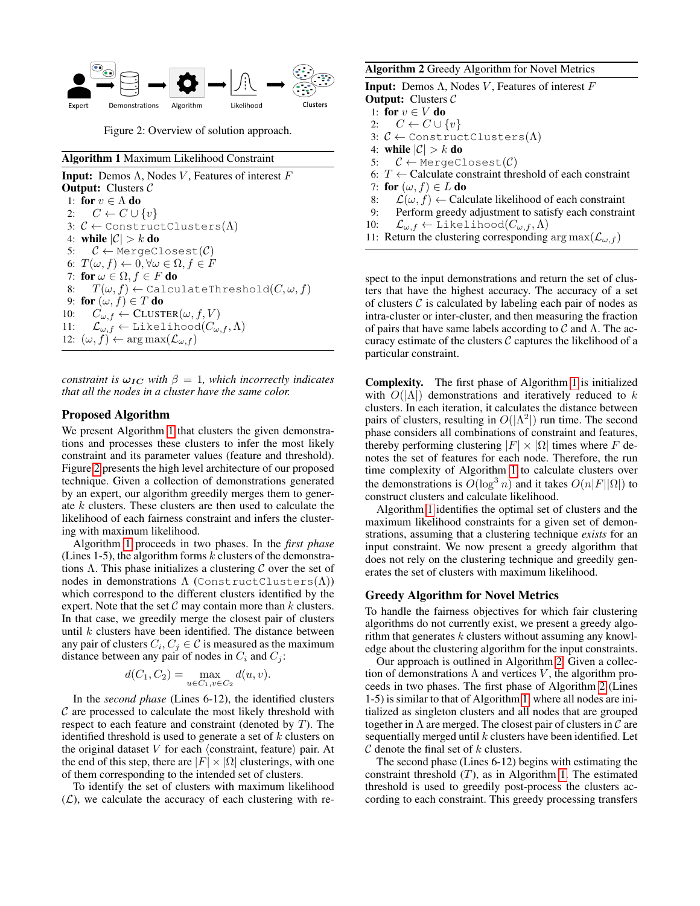Figure 2: Overview of solution approach.

**Algorithm 1** Maximum Likelihood Constraint

**Input:** Demos $\Lambda$, Nodes $V$, Features of interest $F$
**Output:** Clusters $\mathcal{C}$

1: **for** $v \in \Lambda$ **do**
2: $\quad C \leftarrow C \cup \{v\}$
3: $\mathcal{C} \leftarrow$ `ConstructClusters`$(\Lambda)$
4: **while** $|\mathcal{C}| > k$ **do**
5: $\quad \mathcal{C} \leftarrow$ `MergeClosest`$(\mathcal{C})$
6: $T(\omega, f) \leftarrow 0, \forall \omega \in \Omega, f \in F$
7: **for** $\omega \in \Omega, f \in F$ **do**
8: $\quad T(\omega, f) \leftarrow$ `CalculateThreshold`$(C, \omega, f)$
9: **for** $(\omega, f) \in T$ **do**
10: $\quad C_{\omega,f} \leftarrow$ CLUSTER$(\omega, f, V)$
11: $\quad \mathcal{L}_{\omega,f} \leftarrow$ `Likelihood`$(C_{\omega,f}, \Lambda)$
12: $(\omega, f) \leftarrow \arg\max(\mathcal{L}_{\omega,f})$

*constraint is* $\boldsymbol{\omega_{IC}}$ *with* $\beta = 1$*, which incorrectly indicates that all the nodes in a cluster have the same color.*

## Proposed Algorithm

We present Algorithm 1 that clusters the given demonstrations and processes these clusters to infer the most likely constraint and its parameter values (feature and threshold). Figure 2 presents the high level architecture of our proposed technique. Given a collection of demonstrations generated by an expert, our algorithm greedily merges them to generate $k$ clusters. These clusters are then used to calculate the likelihood of each fairness constraint and infers the clustering with maximum likelihood.

Algorithm 1 proceeds in two phases. In the *first phase* (Lines 1-5), the algorithm forms $k$ clusters of the demonstrations $\Lambda$. This phase initializes a clustering $\mathcal{C}$ over the set of nodes in demonstrations $\Lambda$ (`ConstructClusters`$(\Lambda)$) which correspond to the different clusters identified by the expert. Note that the set $\mathcal{C}$ may contain more than $k$ clusters. In that case, we greedily merge the closest pair of clusters until $k$ clusters have been identified. The distance between any pair of clusters $C_i, C_j \in \mathcal{C}$ is measured as the maximum distance between any pair of nodes in $C_i$ and $C_j$:

$$d(C_1, C_2) = \max_{u \in C_1, v \in C_2} d(u, v).$$

In the *second phase* (Lines 6-12), the identified clusters $\mathcal{C}$ are processed to calculate the most likely threshold with respect to each feature and constraint (denoted by $T$). The identified threshold is used to generate a set of $k$ clusters on the original dataset $V$ for each $\langle$constraint, feature$\rangle$ pair. At the end of this step, there are $|F| \times |\Omega|$ clusterings, with one of them corresponding to the intended set of clusters.

To identify the set of clusters with maximum likelihood ($\mathcal{L}$), we calculate the accuracy of each clustering with respect to the input demonstrations and return the set of clusters that have the highest accuracy. The accuracy of a set of clusters $\mathcal{C}$ is calculated by labeling each pair of nodes as intra-cluster or inter-cluster, and then measuring the fraction of pairs that have same labels according to $\mathcal{C}$ and $\Lambda$. The accuracy estimate of the clusters $\mathcal{C}$ captures the likelihood of a particular constraint.

**Algorithm 2** Greedy Algorithm for Novel Metrics

**Input:** Demos $\Lambda$, Nodes $V$, Features of interest $F$
**Output:** Clusters $\mathcal{C}$

1: **for** $v \in V$ **do**
2: $\quad C \leftarrow C \cup \{v\}$
3: $\mathcal{C} \leftarrow$ `ConstructClusters`$(\Lambda)$
4: **while** $|\mathcal{C}| > k$ **do**
5: $\quad \mathcal{C} \leftarrow$ `MergeClosest`$(\mathcal{C})$
6: $T \leftarrow$ Calculate constraint threshold of each constraint
7: **for** $(\omega, f) \in L$ **do**
8: $\quad \mathcal{L}(\omega, f) \leftarrow$ Calculate likelihood of each constraint
9: $\quad$ Perform greedy adjustment to satisfy each constraint
10: $\quad \mathcal{L}_{\omega,f} \leftarrow$ `Likelihood`$(C_{\omega,f}, \Lambda)$
11: Return the clustering corresponding $\arg\max(\mathcal{L}_{\omega,f})$

**Complexity.** The first phase of Algorithm 1 is initialized with $O(|\Lambda|)$ demonstrations and iteratively reduced to $k$ clusters. In each iteration, it calculates the distance between pairs of clusters, resulting in $O(|\Lambda^2|)$ run time. The second phase considers all combinations of constraint and features, thereby performing clustering $|F| \times |\Omega|$ times where $F$ denotes the set of features for each node. Therefore, the run time complexity of Algorithm 1 to calculate clusters over the demonstrations is $O(\log^3 n)$ and it takes $O(n|F||\Omega|)$ to construct clusters and calculate likelihood.

Algorithm 1 identifies the optimal set of clusters and the maximum likelihood constraints for a given set of demonstrations, assuming that a clustering technique *exists* for an input constraint. We now present a greedy algorithm that does not rely on the clustering technique and greedily generates the set of clusters with maximum likelihood.

## Greedy Algorithm for Novel Metrics

To handle the fairness objectives for which fair clustering algorithms do not currently exist, we present a greedy algorithm that generates $k$ clusters without assuming any knowledge about the clustering algorithm for the input constraints.

Our approach is outlined in Algorithm 2. Given a collection of demonstrations $\Lambda$ and vertices $V$, the algorithm proceeds in two phases. The first phase of Algorithm 2 (Lines 1-5) is similar to that of Algorithm 1, where all nodes are initialized as singleton clusters and all nodes that are grouped together in $\Lambda$ are merged. The closest pair of clusters in $\mathcal{C}$ are sequentially merged until $k$ clusters have been identified. Let $\mathcal{C}$ denote the final set of $k$ clusters.

The second phase (Lines 6-12) begins with estimating the constraint threshold ($T$), as in Algorithm 1. The estimated threshold is used to greedily post-process the clusters according to each constraint. This greedy processing transfers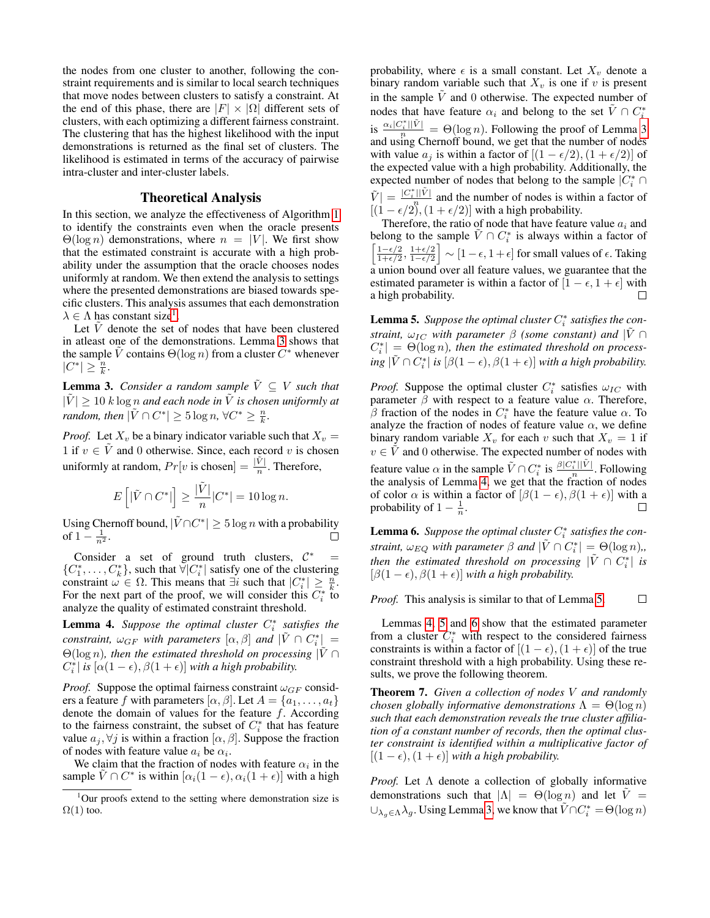the nodes from one cluster to another, following the constraint requirements and is similar to local search techniques that move nodes between clusters to satisfy a constraint. At the end of this phase, there are $|F| \times |\Omega|$ different sets of clusters, with each optimizing a different fairness constraint. The clustering that has the highest likelihood with the input demonstrations is returned as the final set of clusters. The likelihood is estimated in terms of the accuracy of pairwise intra-cluster and inter-cluster labels.

## Theoretical Analysis

In this section, we analyze the effectiveness of Algorithm 1 to identify the constraints even when the oracle presents $\Theta(\log n)$ demonstrations, where $n = |V|$. We first show that the estimated constraint is accurate with a high probability under the assumption that the oracle chooses nodes uniformly at random. We then extend the analysis to settings where the presented demonstrations are biased towards specific clusters. This analysis assumes that each demonstration $\lambda \in \Lambda$ has constant size[1].

Let $\tilde{V}$ denote the set of nodes that have been clustered in atleast one of the demonstrations. Lemma 3 shows that the sample $\tilde{V}$ contains $\Theta(\log n)$ from a cluster $C^*$ whenever $|C^*| \geq \frac{n}{k}$.

**Lemma 3.** *Consider a random sample $\tilde{V} \subseteq V$ such that $|\tilde{V}| \geq 10\, k \log n$ and each node in $\tilde{V}$ is chosen uniformly at random, then $|\tilde{V} \cap C^*| \geq 5 \log n$, $\forall C^* \geq \frac{n}{k}$.*

*Proof.* Let $X_v$ be a binary indicator variable such that $X_v = 1$ if $v \in \tilde{V}$ and 0 otherwise. Since, each record $v$ is chosen uniformly at random, $Pr[v \text{ is chosen}] = \frac{|\tilde{V}|}{n}$. Therefore,

$$E\left[|\tilde{V} \cap C^*|\right] \geq \frac{|\tilde{V}|}{n}|C^*| = 10 \log n.$$

Using Chernoff bound, $|\tilde{V} \cap C^*| \geq 5 \log n$ with a probability of $1 - \frac{1}{n^2}$. $\square$

Consider a set of ground truth clusters, $\mathcal{C}^* = \{C_1^*, \ldots, C_k^*\}$, such that $\forall |C_i^*|$ satisfy one of the clustering constraint $\omega \in \Omega$. This means that $\exists i$ such that $|C_i^*| \geq \frac{n}{k}$. For the next part of the proof, we will consider this $C_i^*$ to analyze the quality of estimated constraint threshold.

**Lemma 4.** *Suppose the optimal cluster $C_i^*$ satisfies the constraint, $\omega_{GF}$ with parameters $[\alpha, \beta]$ and $|\tilde{V} \cap C_i^*| = \Theta(\log n)$, then the estimated threshold on processing $|\tilde{V} \cap C_i^*|$ is $[\alpha(1-\epsilon), \beta(1+\epsilon)]$ with a high probability.*

*Proof.* Suppose the optimal fairness constraint $\omega_{GF}$ considers a feature $f$ with parameters $[\alpha, \beta]$. Let $A = \{a_1, \ldots, a_t\}$ denote the domain of values for the feature $f$. According to the fairness constraint, the subset of $C_i^*$ that has feature value $a_j, \forall j$ is within a fraction $[\alpha, \beta]$. Suppose the fraction of nodes with feature value $a_i$ be $\alpha_i$.

We claim that the fraction of nodes with feature $\alpha_i$ in the sample $\tilde{V} \cap C^*$ is within $[\alpha_i(1-\epsilon), \alpha_i(1+\epsilon)]$ with a high probability, where $\epsilon$ is a small constant. Let $X_v$ denote a binary random variable such that $X_v$ is one if $v$ is present in the sample $\tilde{V}$ and 0 otherwise. The expected number of nodes that have feature $\alpha_i$ and belong to the set $\tilde{V} \cap C_i^*$ is $\frac{\alpha_i |C_i^*||\tilde{V}|}{n} = \Theta(\log n)$. Following the proof of Lemma 3 and using Chernoff bound, we get that the number of nodes with value $a_j$ is within a factor of $[(1-\epsilon/2), (1+\epsilon/2)]$ of the expected value with a high probability. Additionally, the expected number of nodes that belong to the sample $|C_i^* \cap \tilde{V}| = \frac{|C_i^*||\tilde{V}|}{n}$ and the number of nodes is within a factor of $[(1-\epsilon/2), (1+\epsilon/2)]$ with a high probability.

Therefore, the ratio of node that have feature value $a_i$ and belong to the sample $\tilde{V} \cap C_i^*$ is always within a factor of $\left[\frac{1-\epsilon/2}{1+\epsilon/2}, \frac{1+\epsilon/2}{1-\epsilon/2}\right] \sim [1-\epsilon, 1+\epsilon]$ for small values of $\epsilon$. Taking a union bound over all feature values, we guarantee that the estimated parameter is within a factor of $[1-\epsilon, 1+\epsilon]$ with a high probability. $\square$

**Lemma 5.** *Suppose the optimal cluster $C_i^*$ satisfies the constraint, $\omega_{IC}$ with parameter $\beta$ (some constant) and $|\tilde{V} \cap C_i^*| = \Theta(\log n)$, then the estimated threshold on processing $|\tilde{V} \cap C_i^*|$ is $[\beta(1-\epsilon), \beta(1+\epsilon)]$ with a high probability.*

*Proof.* Suppose the optimal cluster $C_i^*$ satisfies $\omega_{IC}$ with parameter $\beta$ with respect to a feature value $\alpha$. Therefore, $\beta$ fraction of the nodes in $C_i^*$ have the feature value $\alpha$. To analyze the fraction of nodes of feature value $\alpha$, we define binary random variable $X_v$ for each $v$ such that $X_v = 1$ if $v \in \tilde{V}$ and 0 otherwise. The expected number of nodes with feature value $\alpha$ in the sample $\tilde{V} \cap C_i^*$ is $\frac{\beta |C_i^*||\tilde{V}|}{n}$. Following the analysis of Lemma 4, we get that the fraction of nodes of color $\alpha$ is within a factor of $[\beta(1-\epsilon), \beta(1+\epsilon)]$ with a probability of $1 - \frac{1}{n}$. $\square$

**Lemma 6.** *Suppose the optimal cluster $C_i^*$ satisfies the constraint, $\omega_{EQ}$ with parameter $\beta$ and $|\tilde{V} \cap C_i^*| = \Theta(\log n)$,, then the estimated threshold on processing $|\tilde{V} \cap C_i^*|$ is $[\beta(1-\epsilon), \beta(1+\epsilon)]$ with a high probability.*

*Proof.* This analysis is similar to that of Lemma 5. $\square$

Lemmas 4, 5 and 6 show that the estimated parameter from a cluster $C_i^*$ with respect to the considered fairness constraints is within a factor of $[(1-\epsilon), (1+\epsilon)]$ of the true constraint threshold with a high probability. Using these results, we prove the following theorem.

**Theorem 7.** *Given a collection of nodes $V$ and randomly chosen globally informative demonstrations $\Lambda = \Theta(\log n)$ such that each demonstration reveals the true cluster affiliation of a constant number of records, then the optimal cluster constraint is identified within a multiplicative factor of $[(1-\epsilon), (1+\epsilon)]$ with a high probability.*

*Proof.* Let $\Lambda$ denote a collection of globally informative demonstrations such that $|\Lambda| = \Theta(\log n)$ and let $\tilde{V} = \cup_{\lambda_g \in \Lambda} \lambda_g$. Using Lemma 3, we know that $\tilde{V} \cap C_i^* = \Theta(\log n)$

[1]Our proofs extend to the setting where demonstration size is $\Omega(1)$ too.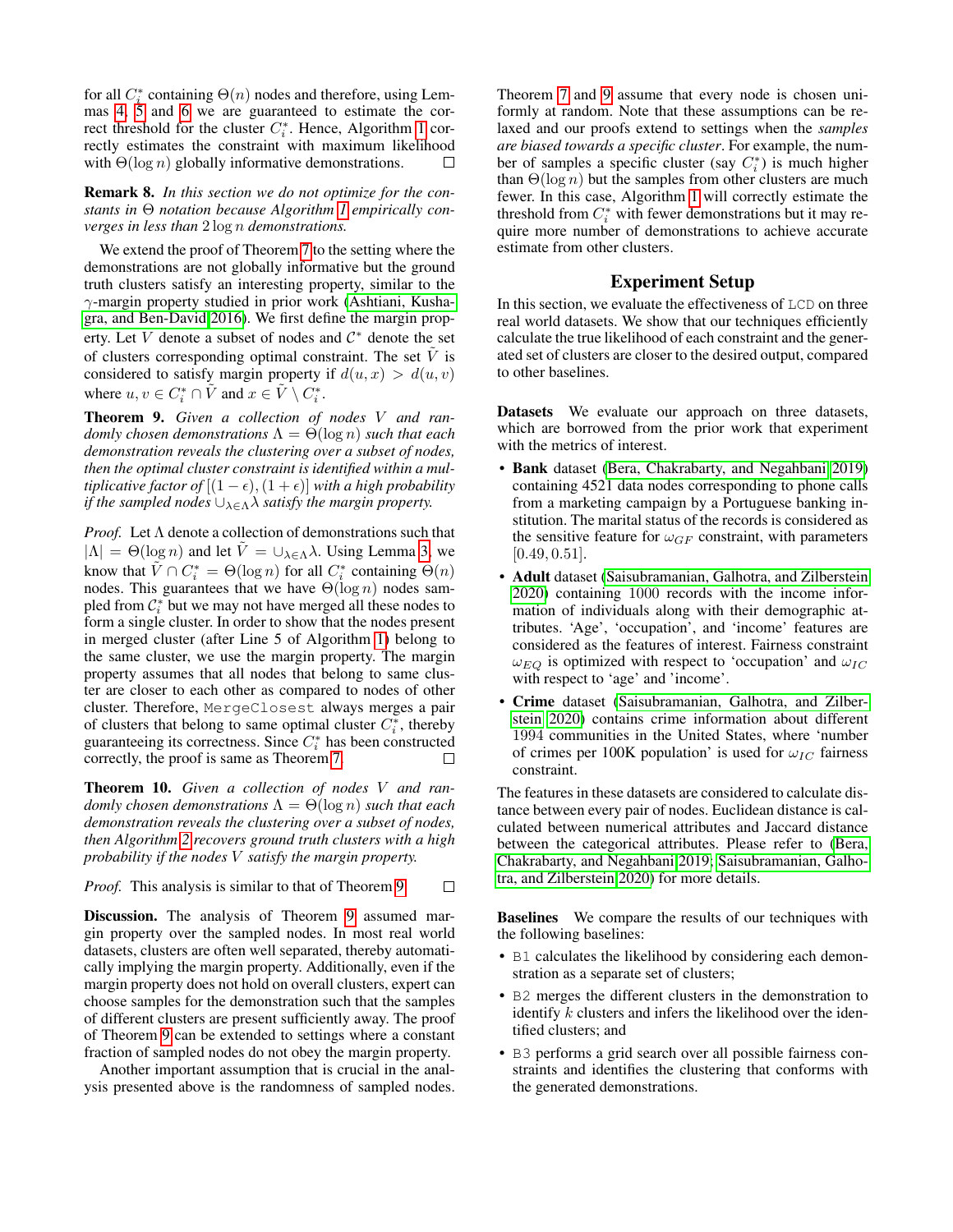for all $C_i^*$ containing $\Theta(n)$ nodes and therefore, using Lemmas 4, 5 and 6 we are guaranteed to estimate the correct threshold for the cluster $C_i^*$. Hence, Algorithm 1 correctly estimates the constraint with maximum likelihood with $\Theta(\log n)$ globally informative demonstrations. ◻

**Remark 8.** *In this section we do not optimize for the constants in $\Theta$ notation because Algorithm 1 empirically converges in less than $2 \log n$ demonstrations.*

We extend the proof of Theorem 7 to the setting where the demonstrations are not globally informative but the ground truth clusters satisfy an interesting property, similar to the $\gamma$-margin property studied in prior work (Ashtiani, Kushagra, and Ben-David 2016). We first define the margin property. Let $V$ denote a subset of nodes and $\mathcal{C}^*$ denote the set of clusters corresponding optimal constraint. The set $\tilde{V}$ is considered to satisfy margin property if $d(u, x) > d(u, v)$ where $u, v \in C_i^* \cap \tilde{V}$ and $x \in \tilde{V} \setminus C_i^*$.

**Theorem 9.** *Given a collection of nodes $V$ and randomly chosen demonstrations $\Lambda = \Theta(\log n)$ such that each demonstration reveals the clustering over a subset of nodes, then the optimal cluster constraint is identified within a multiplicative factor of $[(1-\epsilon), (1+\epsilon)]$ with a high probability if the sampled nodes $\cup_{\lambda \in \Lambda} \lambda$ satisfy the margin property.*

*Proof.* Let $\Lambda$ denote a collection of demonstrations such that $|\Lambda| = \Theta(\log n)$ and let $\tilde{V} = \cup_{\lambda \in \Lambda} \lambda$. Using Lemma 3, we know that $\tilde{V} \cap C_i^* = \Theta(\log n)$ for all $C_i^*$ containing $\Theta(n)$ nodes. This guarantees that we have $\Theta(\log n)$ nodes sampled from $\mathcal{C}_i^*$ but we may not have merged all these nodes to form a single cluster. In order to show that the nodes present in merged cluster (after Line 5 of Algorithm 1) belong to the same cluster, we use the margin property. The margin property assumes that all nodes that belong to same cluster are closer to each other as compared to nodes of other cluster. Therefore, `MergeClosest` always merges a pair of clusters that belong to same optimal cluster $C_i^*$, thereby guaranteeing its correctness. Since $C_i^*$ has been constructed correctly, the proof is same as Theorem 7. ◻

**Theorem 10.** *Given a collection of nodes $V$ and randomly chosen demonstrations $\Lambda = \Theta(\log n)$ such that each demonstration reveals the clustering over a subset of nodes, then Algorithm 2 recovers ground truth clusters with a high probability if the nodes $V$ satisfy the margin property.*

*Proof.* This analysis is similar to that of Theorem 9. ◻

**Discussion.** The analysis of Theorem 9 assumed margin property over the sampled nodes. In most real world datasets, clusters are often well separated, thereby automatically implying the margin property. Additionally, even if the margin property does not hold on overall clusters, expert can choose samples for the demonstration such that the samples of different clusters are present sufficiently away. The proof of Theorem 9 can be extended to settings where a constant fraction of sampled nodes do not obey the margin property.

Another important assumption that is crucial in the analysis presented above is the randomness of sampled nodes. Theorem 7 and 9 assume that every node is chosen uniformly at random. Note that these assumptions can be relaxed and our proofs extend to settings when the *samples are biased towards a specific cluster*. For example, the number of samples a specific cluster (say $C_i^*$) is much higher than $\Theta(\log n)$ but the samples from other clusters are much fewer. In this case, Algorithm 1 will correctly estimate the threshold from $C_i^*$ with fewer demonstrations but it may require more number of demonstrations to achieve accurate estimate from other clusters.

## Experiment Setup

In this section, we evaluate the effectiveness of `LCD` on three real world datasets. We show that our techniques efficiently calculate the true likelihood of each constraint and the generated set of clusters are closer to the desired output, compared to other baselines.

**Datasets** We evaluate our approach on three datasets, which are borrowed from the prior work that experiment with the metrics of interest.

- **Bank** dataset (Bera, Chakrabarty, and Negahbani 2019) containing 4521 data nodes corresponding to phone calls from a marketing campaign by a Portuguese banking institution. The marital status of the records is considered as the sensitive feature for $\omega_{GF}$ constraint, with parameters $[0.49, 0.51]$.
- **Adult** dataset (Saisubramanian, Galhotra, and Zilberstein 2020) containing 1000 records with the income information of individuals along with their demographic attributes. 'Age', 'occupation', and 'income' features are considered as the features of interest. Fairness constraint $\omega_{EQ}$ is optimized with respect to 'occupation' and $\omega_{IC}$ with respect to 'age' and 'income'.
- **Crime** dataset (Saisubramanian, Galhotra, and Zilberstein 2020) contains crime information about different 1994 communities in the United States, where 'number of crimes per 100K population' is used for $\omega_{IC}$ fairness constraint.

The features in these datasets are considered to calculate distance between every pair of nodes. Euclidean distance is calculated between numerical attributes and Jaccard distance between the categorical attributes. Please refer to (Bera, Chakrabarty, and Negahbani 2019; Saisubramanian, Galhotra, and Zilberstein 2020) for more details.

**Baselines** We compare the results of our techniques with the following baselines:

- `B1` calculates the likelihood by considering each demonstration as a separate set of clusters;
- `B2` merges the different clusters in the demonstration to identify $k$ clusters and infers the likelihood over the identified clusters; and
- `B3` performs a grid search over all possible fairness constraints and identifies the clustering that conforms with the generated demonstrations.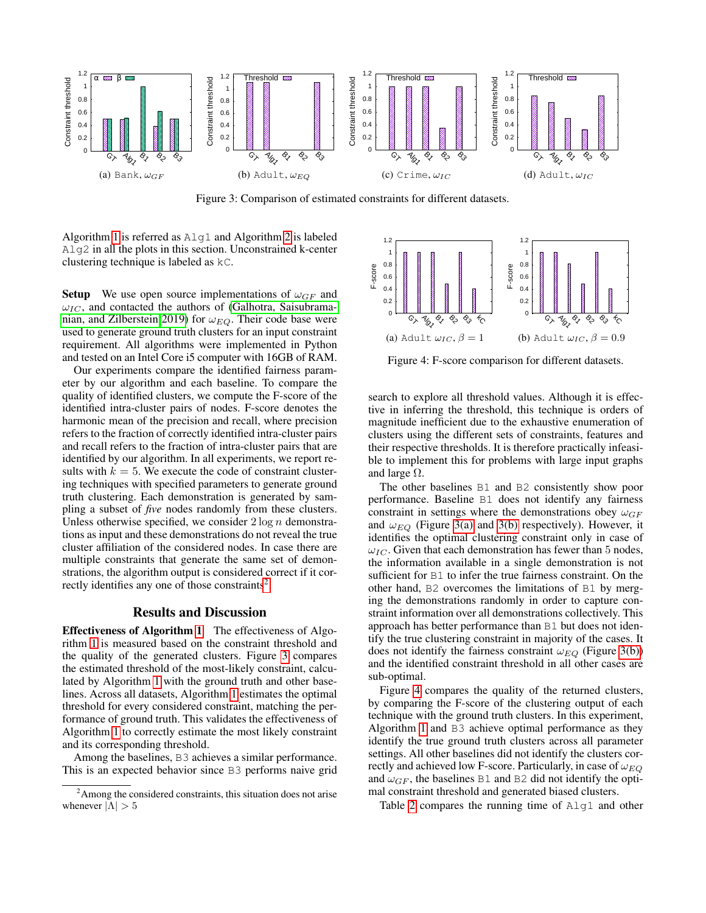Figure 3: Comparison of estimated constraints for different datasets.

(a) Bank, $\omega_{GF}$ (b) Adult, $\omega_{EQ}$ (c) Crime, $\omega_{IC}$ (d) Adult, $\omega_{IC}$

Algorithm 1 is referred as Alg1 and Algorithm 2 is labeled Alg2 in all the plots in this section. Unconstrained k-center clustering technique is labeled as kC.

**Setup** We use open source implementations of $\omega_{GF}$ and $\omega_{IC}$, and contacted the authors of (Galhotra, Saisubramanian, and Zilberstein 2019) for $\omega_{EQ}$. Their code base were used to generate ground truth clusters for an input constraint requirement. All algorithms were implemented in Python and tested on an Intel Core i5 computer with 16GB of RAM.

Our experiments compare the identified fairness parameter by our algorithm and each baseline. To compare the quality of identified clusters, we compute the F-score of the identified intra-cluster pairs of nodes. F-score denotes the harmonic mean of the precision and recall, where precision refers to the fraction of correctly identified intra-cluster pairs and recall refers to the fraction of intra-cluster pairs that are identified by our algorithm. In all experiments, we report results with $k = 5$. We execute the code of constraint clustering techniques with specified parameters to generate ground truth clustering. Each demonstration is generated by sampling a subset of *five* nodes randomly from these clusters. Unless otherwise specified, we consider $2 \log n$ demonstrations as input and these demonstrations do not reveal the true cluster affiliation of the considered nodes. In case there are multiple constraints that generate the same set of demonstrations, the algorithm output is considered correct if it correctly identifies any one of those constraints[2].

## Results and Discussion

**Effectiveness of Algorithm 1** The effectiveness of Algorithm 1 is measured based on the constraint threshold and the quality of the generated clusters. Figure 3 compares the estimated threshold of the most-likely constraint, calculated by Algorithm 1 with the ground truth and other baselines. Across all datasets, Algorithm 1 estimates the optimal threshold for every considered constraint, matching the performance of ground truth. This validates the effectiveness of Algorithm 1 to correctly estimate the most likely constraint and its corresponding threshold.

Among the baselines, B3 achieves a similar performance. This is an expected behavior since B3 performs naive grid search to explore all threshold values. Although it is effective in inferring the threshold, this technique is orders of magnitude inefficient due to the exhaustive enumeration of clusters using the different sets of constraints, features and their respective thresholds. It is therefore practically infeasible to implement this for problems with large input graphs and large $\Omega$.

The other baselines B1 and B2 consistently show poor performance. Baseline B1 does not identify any fairness constraint in settings where the demonstrations obey $\omega_{GF}$ and $\omega_{EQ}$ (Figure 3(a) and 3(b) respectively). However, it identifies the optimal clustering constraint only in case of $\omega_{IC}$. Given that each demonstration has fewer than 5 nodes, the information available in a single demonstration is not sufficient for B1 to infer the true fairness constraint. On the other hand, B2 overcomes the limitations of B1 by merging the demonstrations randomly in order to capture constraint information over all demonstrations collectively. This approach has better performance than B1 but does not identify the true clustering constraint in majority of the cases. It does not identify the fairness constraint $\omega_{EQ}$ (Figure 3(b)) and the identified constraint threshold in all other cases are sub-optimal.

Figure 4: F-score comparison for different datasets.

(a) Adult $\omega_{IC}$, $\beta = 1$ (b) Adult $\omega_{IC}$, $\beta = 0.9$

Figure 4 compares the quality of the returned clusters, by comparing the F-score of the clustering output of each technique with the ground truth clusters. In this experiment, Algorithm 1 and B3 achieve optimal performance as they identify the true ground truth clusters across all parameter settings. All other baselines did not identify the clusters correctly and achieved low F-score. Particularly, in case of $\omega_{EQ}$ and $\omega_{GF}$, the baselines B1 and B2 did not identify the optimal constraint threshold and generated biased clusters.

Table 2 compares the running time of Alg1 and other

[2] Among the considered constraints, this situation does not arise whenever $|\Lambda| > 5$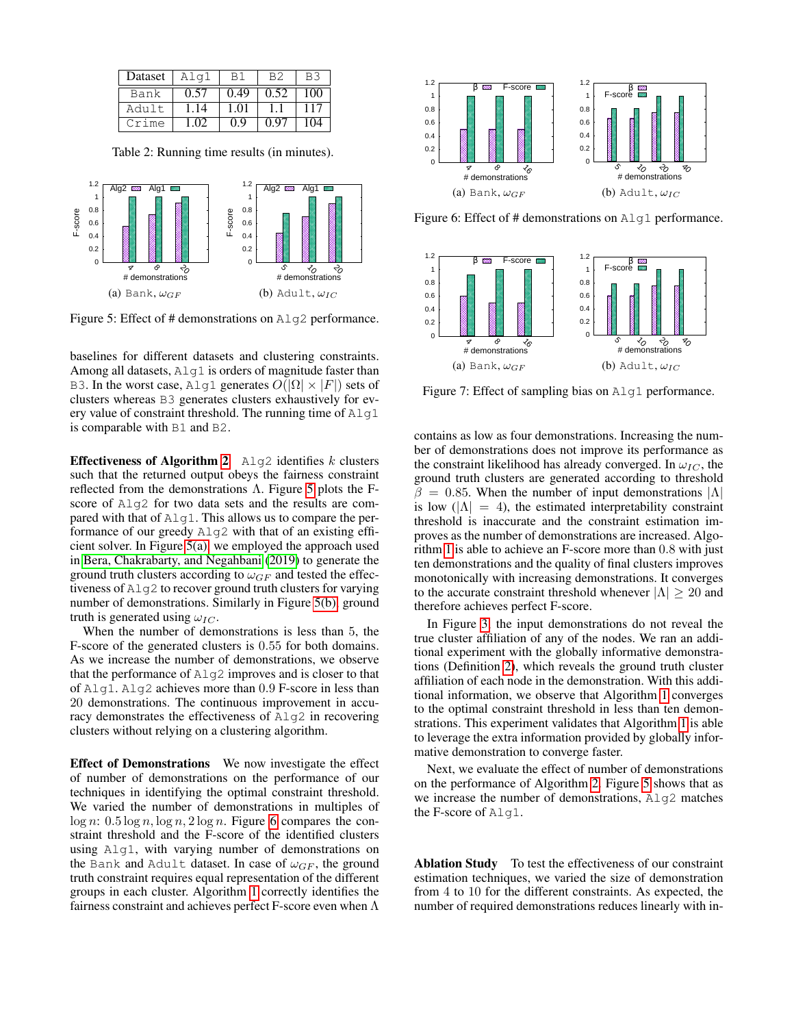| Dataset | Alg1 | B1 | B2 | B3 |
|---|---|---|---|---|
| Bank | 0.57 | 0.49 | 0.52 | 100 |
| Adult | 1.14 | 1.01 | 1.1 | 117 |
| Crime | 1.02 | 0.9 | 0.97 | 104 |

Table 2: Running time results (in minutes).

(a) Bank, $\omega_{GF}$ (b) Adult, $\omega_{IC}$

Figure 5: Effect of # demonstrations on Alg2 performance.

baselines for different datasets and clustering constraints. Among all datasets, Alg1 is orders of magnitude faster than B3. In the worst case, Alg1 generates $O(|\Omega| \times |F|)$ sets of clusters whereas B3 generates clusters exhaustively for every value of constraint threshold. The running time of Alg1 is comparable with B1 and B2.

**Effectiveness of Algorithm 2** Alg2 identifies $k$ clusters such that the returned output obeys the fairness constraint reflected from the demonstrations $\Lambda$. Figure 5 plots the F-score of Alg2 for two data sets and the results are compared with that of Alg1. This allows us to compare the performance of our greedy Alg2 with that of an existing efficient solver. In Figure 5(a), we employed the approach used in Bera, Chakrabarty, and Negahbani (2019) to generate the ground truth clusters according to $\omega_{GF}$ and tested the effectiveness of Alg2 to recover ground truth clusters for varying number of demonstrations. Similarly in Figure 5(b), ground truth is generated using $\omega_{IC}$.

When the number of demonstrations is less than 5, the F-score of the generated clusters is 0.55 for both domains. As we increase the number of demonstrations, we observe that the performance of Alg2 improves and is closer to that of Alg1. Alg2 achieves more than 0.9 F-score in less than 20 demonstrations. The continuous improvement in accuracy demonstrates the effectiveness of Alg2 in recovering clusters without relying on a clustering algorithm.

**Effect of Demonstrations** We now investigate the effect of number of demonstrations on the performance of our techniques in identifying the optimal constraint threshold. We varied the number of demonstrations in multiples of $\log n$: $0.5 \log n, \log n, 2 \log n$. Figure 6 compares the constraint threshold and the F-score of the identified clusters using Alg1, with varying number of demonstrations on the Bank and Adult dataset. In case of $\omega_{GF}$, the ground truth constraint requires equal representation of the different groups in each cluster. Algorithm 1 correctly identifies the fairness constraint and achieves perfect F-score even when $\Lambda$ contains as low as four demonstrations. Increasing the number of demonstrations does not improve its performance as the constraint likelihood has already converged. In $\omega_{IC}$, the ground truth clusters are generated according to threshold $\beta = 0.85$. When the number of input demonstrations $|\Lambda|$ is low ($|\Lambda| = 4$), the estimated interpretability constraint threshold is inaccurate and the constraint estimation improves as the number of demonstrations are increased. Algorithm 1 is able to achieve an F-score more than 0.8 with just ten demonstrations and the quality of final clusters improves monotonically with increasing demonstrations. It converges to the accurate constraint threshold whenever $|\Lambda| \geq 20$ and therefore achieves perfect F-score.

(a) Bank, $\omega_{GF}$ (b) Adult, $\omega_{IC}$

Figure 6: Effect of # demonstrations on Alg1 performance.

(a) Bank, $\omega_{GF}$ (b) Adult, $\omega_{IC}$

Figure 7: Effect of sampling bias on Alg1 performance.

In Figure 3, the input demonstrations do not reveal the true cluster affiliation of any of the nodes. We ran an additional experiment with the globally informative demonstrations (Definition 2), which reveals the ground truth cluster affiliation of each node in the demonstration. With this additional information, we observe that Algorithm 1 converges to the optimal constraint threshold in less than ten demonstrations. This experiment validates that Algorithm 1 is able to leverage the extra information provided by globally informative demonstration to converge faster.

Next, we evaluate the effect of number of demonstrations on the performance of Algorithm 2. Figure 5 shows that as we increase the number of demonstrations, Alg2 matches the F-score of Alg1.

**Ablation Study** To test the effectiveness of our constraint estimation techniques, we varied the size of demonstration from 4 to 10 for the different constraints. As expected, the number of required demonstrations reduces linearly with in-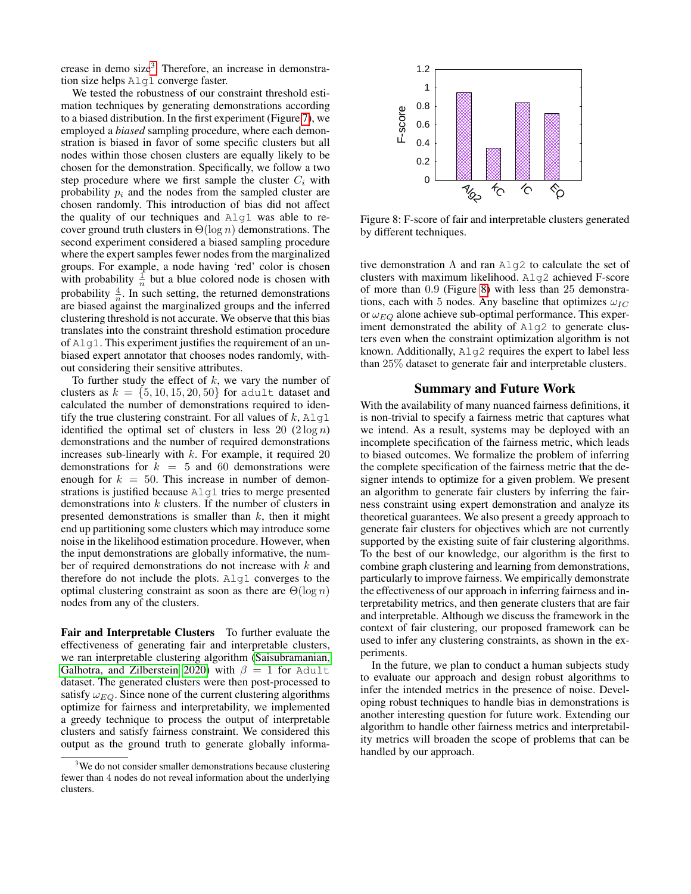crease in demo size[3]. Therefore, an increase in demonstration size helps Alg1 converge faster.

We tested the robustness of our constraint threshold estimation techniques by generating demonstrations according to a biased distribution. In the first experiment (Figure 7), we employed a *biased* sampling procedure, where each demonstration is biased in favor of some specific clusters but all nodes within those chosen clusters are equally likely to be chosen for the demonstration. Specifically, we follow a two step procedure where we first sample the cluster $C_i$ with probability $p_i$ and the nodes from the sampled cluster are chosen randomly. This introduction of bias did not affect the quality of our techniques and Alg1 was able to recover ground truth clusters in $\Theta(\log n)$ demonstrations. The second experiment considered a biased sampling procedure where the expert samples fewer nodes from the marginalized groups. For example, a node having 'red' color is chosen with probability $\frac{1}{n}$ but a blue colored node is chosen with probability $\frac{4}{n}$. In such setting, the returned demonstrations are biased against the marginalized groups and the inferred clustering threshold is not accurate. We observe that this bias translates into the constraint threshold estimation procedure of Alg1. This experiment justifies the requirement of an unbiased expert annotator that chooses nodes randomly, without considering their sensitive attributes.

To further study the effect of $k$, we vary the number of clusters as $k = \{5, 10, 15, 20, 50\}$ for adult dataset and calculated the number of demonstrations required to identify the true clustering constraint. For all values of $k$, Alg1 identified the optimal set of clusters in less 20 $(2 \log n)$ demonstrations and the number of required demonstrations increases sub-linearly with $k$. For example, it required 20 demonstrations for $k = 5$ and 60 demonstrations were enough for $k = 50$. This increase in number of demonstrations is justified because Alg1 tries to merge presented demonstrations into $k$ clusters. If the number of clusters in presented demonstrations is smaller than $k$, then it might end up partitioning some clusters which may introduce some noise in the likelihood estimation procedure. However, when the input demonstrations are globally informative, the number of required demonstrations do not increase with $k$ and therefore do not include the plots. Alg1 converges to the optimal clustering constraint as soon as there are $\Theta(\log n)$ nodes from any of the clusters.

**Fair and Interpretable Clusters** To further evaluate the effectiveness of generating fair and interpretable clusters, we ran interpretable clustering algorithm (Saisubramanian, Galhotra, and Zilberstein 2020) with $\beta = 1$ for Adult dataset. The generated clusters were then post-processed to satisfy $\omega_{EQ}$. Since none of the current clustering algorithms optimize for fairness and interpretability, we implemented a greedy technique to process the output of interpretable clusters and satisfy fairness constraint. We considered this output as the ground truth to generate globally informative demonstration $\Lambda$ and ran Alg2 to calculate the set of clusters with maximum likelihood. Alg2 achieved F-score of more than 0.9 (Figure 8) with less than 25 demonstrations, each with 5 nodes. Any baseline that optimizes $\omega_{IC}$ or $\omega_{EQ}$ alone achieve sub-optimal performance. This experiment demonstrated the ability of Alg2 to generate clusters even when the constraint optimization algorithm is not known. Additionally, Alg2 requires the expert to label less than 25% dataset to generate fair and interpretable clusters.

Figure 8: F-score of fair and interpretable clusters generated by different techniques.

## Summary and Future Work

With the availability of many nuanced fairness definitions, it is non-trivial to specify a fairness metric that captures what we intend. As a result, systems may be deployed with an incomplete specification of the fairness metric, which leads to biased outcomes. We formalize the problem of inferring the complete specification of the fairness metric that the designer intends to optimize for a given problem. We present an algorithm to generate fair clusters by inferring the fairness constraint using expert demonstration and analyze its theoretical guarantees. We also present a greedy approach to generate fair clusters for objectives which are not currently supported by the existing suite of fair clustering algorithms. To the best of our knowledge, our algorithm is the first to combine graph clustering and learning from demonstrations, particularly to improve fairness. We empirically demonstrate the effectiveness of our approach in inferring fairness and interpretability metrics, and then generate clusters that are fair and interpretable. Although we discuss the framework in the context of fair clustering, our proposed framework can be used to infer any clustering constraints, as shown in the experiments.

In the future, we plan to conduct a human subjects study to evaluate our approach and design robust algorithms to infer the intended metrics in the presence of noise. Developing robust techniques to handle bias in demonstrations is another interesting question for future work. Extending our algorithm to handle other fairness metrics and interpretability metrics will broaden the scope of problems that can be handled by our approach.

[3] We do not consider smaller demonstrations because clustering fewer than 4 nodes do not reveal information about the underlying clusters.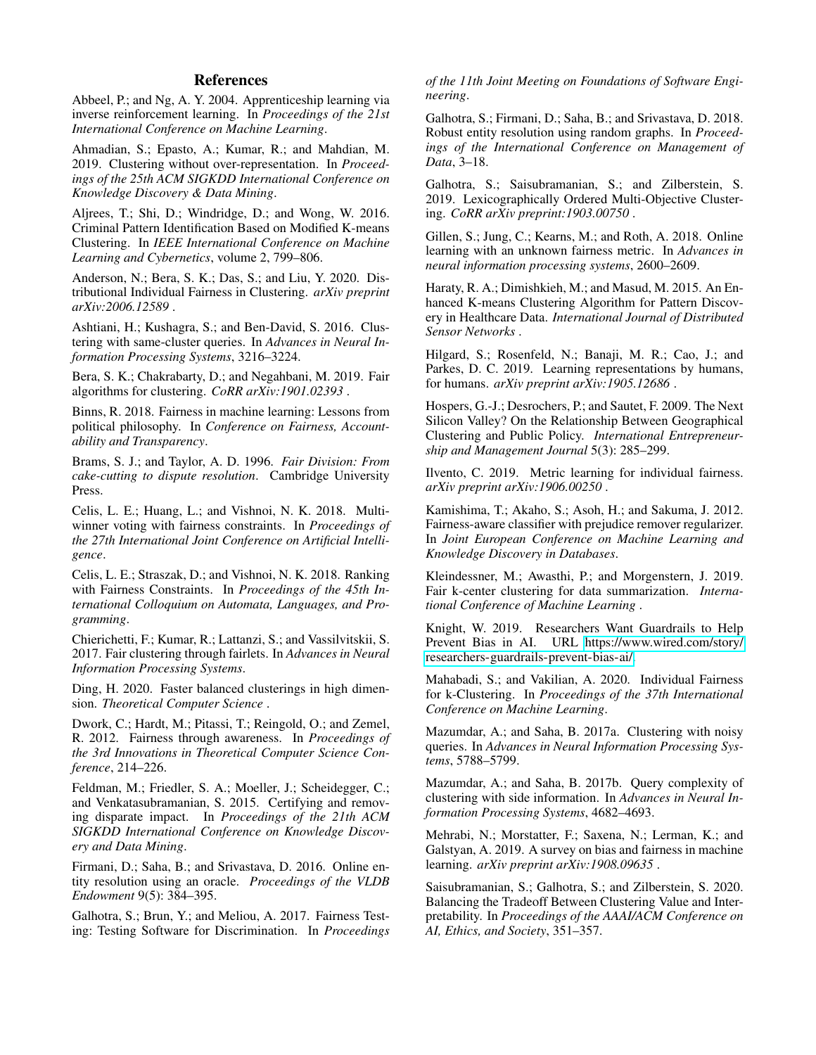## References

Abbeel, P.; and Ng, A. Y. 2004. Apprenticeship learning via inverse reinforcement learning. In *Proceedings of the 21st International Conference on Machine Learning*.

Ahmadian, S.; Epasto, A.; Kumar, R.; and Mahdian, M. 2019. Clustering without over-representation. In *Proceedings of the 25th ACM SIGKDD International Conference on Knowledge Discovery & Data Mining*.

Aljrees, T.; Shi, D.; Windridge, D.; and Wong, W. 2016. Criminal Pattern Identification Based on Modified K-means Clustering. In *IEEE International Conference on Machine Learning and Cybernetics*, volume 2, 799–806.

Anderson, N.; Bera, S. K.; Das, S.; and Liu, Y. 2020. Distributional Individual Fairness in Clustering. *arXiv preprint arXiv:2006.12589* .

Ashtiani, H.; Kushagra, S.; and Ben-David, S. 2016. Clustering with same-cluster queries. In *Advances in Neural Information Processing Systems*, 3216–3224.

Bera, S. K.; Chakrabarty, D.; and Negahbani, M. 2019. Fair algorithms for clustering. *CoRR arXiv:1901.02393* .

Binns, R. 2018. Fairness in machine learning: Lessons from political philosophy. In *Conference on Fairness, Accountability and Transparency*.

Brams, S. J.; and Taylor, A. D. 1996. *Fair Division: From cake-cutting to dispute resolution*. Cambridge University Press.

Celis, L. E.; Huang, L.; and Vishnoi, N. K. 2018. Multiwinner voting with fairness constraints. In *Proceedings of the 27th International Joint Conference on Artificial Intelligence*.

Celis, L. E.; Straszak, D.; and Vishnoi, N. K. 2018. Ranking with Fairness Constraints. In *Proceedings of the 45th International Colloquium on Automata, Languages, and Programming*.

Chierichetti, F.; Kumar, R.; Lattanzi, S.; and Vassilvitskii, S. 2017. Fair clustering through fairlets. In *Advances in Neural Information Processing Systems*.

Ding, H. 2020. Faster balanced clusterings in high dimension. *Theoretical Computer Science* .

Dwork, C.; Hardt, M.; Pitassi, T.; Reingold, O.; and Zemel, R. 2012. Fairness through awareness. In *Proceedings of the 3rd Innovations in Theoretical Computer Science Conference*, 214–226.

Feldman, M.; Friedler, S. A.; Moeller, J.; Scheidegger, C.; and Venkatasubramanian, S. 2015. Certifying and removing disparate impact. In *Proceedings of the 21th ACM SIGKDD International Conference on Knowledge Discovery and Data Mining*.

Firmani, D.; Saha, B.; and Srivastava, D. 2016. Online entity resolution using an oracle. *Proceedings of the VLDB Endowment* 9(5): 384–395.

Galhotra, S.; Brun, Y.; and Meliou, A. 2017. Fairness Testing: Testing Software for Discrimination. In *Proceedings of the 11th Joint Meeting on Foundations of Software Engineering*.

Galhotra, S.; Firmani, D.; Saha, B.; and Srivastava, D. 2018. Robust entity resolution using random graphs. In *Proceedings of the International Conference on Management of Data*, 3–18.

Galhotra, S.; Saisubramanian, S.; and Zilberstein, S. 2019. Lexicographically Ordered Multi-Objective Clustering. *CoRR arXiv preprint:1903.00750* .

Gillen, S.; Jung, C.; Kearns, M.; and Roth, A. 2018. Online learning with an unknown fairness metric. In *Advances in neural information processing systems*, 2600–2609.

Haraty, R. A.; Dimishkieh, M.; and Masud, M. 2015. An Enhanced K-means Clustering Algorithm for Pattern Discovery in Healthcare Data. *International Journal of Distributed Sensor Networks* .

Hilgard, S.; Rosenfeld, N.; Banaji, M. R.; Cao, J.; and Parkes, D. C. 2019. Learning representations by humans, for humans. *arXiv preprint arXiv:1905.12686* .

Hospers, G.-J.; Desrochers, P.; and Sautet, F. 2009. The Next Silicon Valley? On the Relationship Between Geographical Clustering and Public Policy. *International Entrepreneurship and Management Journal* 5(3): 285–299.

Ilvento, C. 2019. Metric learning for individual fairness. *arXiv preprint arXiv:1906.00250* .

Kamishima, T.; Akaho, S.; Asoh, H.; and Sakuma, J. 2012. Fairness-aware classifier with prejudice remover regularizer. In *Joint European Conference on Machine Learning and Knowledge Discovery in Databases*.

Kleindessner, M.; Awasthi, P.; and Morgenstern, J. 2019. Fair k-center clustering for data summarization. *International Conference of Machine Learning* .

Knight, W. 2019. Researchers Want Guardrails to Help Prevent Bias in AI. URL https://www.wired.com/story/researchers-guardrails-prevent-bias-ai/.

Mahabadi, S.; and Vakilian, A. 2020. Individual Fairness for k-Clustering. In *Proceedings of the 37th International Conference on Machine Learning*.

Mazumdar, A.; and Saha, B. 2017a. Clustering with noisy queries. In *Advances in Neural Information Processing Systems*, 5788–5799.

Mazumdar, A.; and Saha, B. 2017b. Query complexity of clustering with side information. In *Advances in Neural Information Processing Systems*, 4682–4693.

Mehrabi, N.; Morstatter, F.; Saxena, N.; Lerman, K.; and Galstyan, A. 2019. A survey on bias and fairness in machine learning. *arXiv preprint arXiv:1908.09635* .

Saisubramanian, S.; Galhotra, S.; and Zilberstein, S. 2020. Balancing the Tradeoff Between Clustering Value and Interpretability. In *Proceedings of the AAAI/ACM Conference on AI, Ethics, and Society*, 351–357.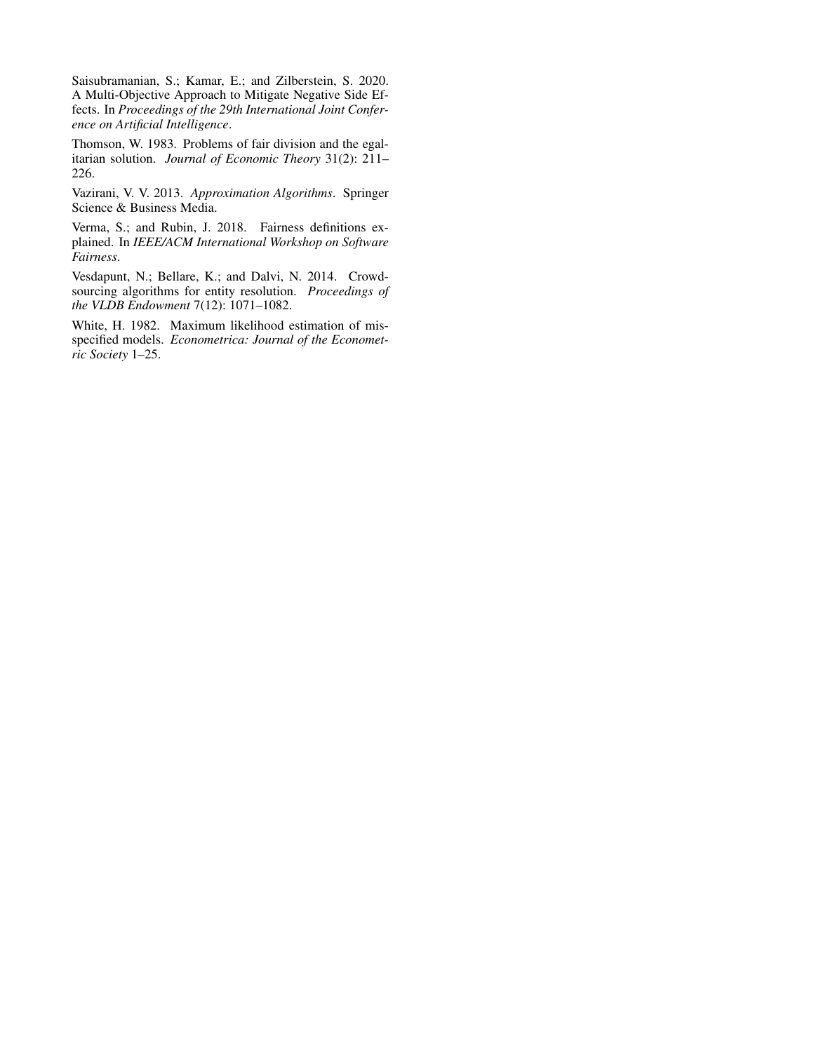Saisubramanian, S.; Kamar, E.; and Zilberstein, S. 2020. A Multi-Objective Approach to Mitigate Negative Side Effects. In *Proceedings of the 29th International Joint Conference on Artificial Intelligence*.

Thomson, W. 1983. Problems of fair division and the egalitarian solution. *Journal of Economic Theory* 31(2): 211–226.

Vazirani, V. V. 2013. *Approximation Algorithms*. Springer Science & Business Media.

Verma, S.; and Rubin, J. 2018. Fairness definitions explained. In *IEEE/ACM International Workshop on Software Fairness*.

Vesdapunt, N.; Bellare, K.; and Dalvi, N. 2014. Crowdsourcing algorithms for entity resolution. *Proceedings of the VLDB Endowment* 7(12): 1071–1082.

White, H. 1982. Maximum likelihood estimation of misspecified models. *Econometrica: Journal of the Econometric Society* 1–25.